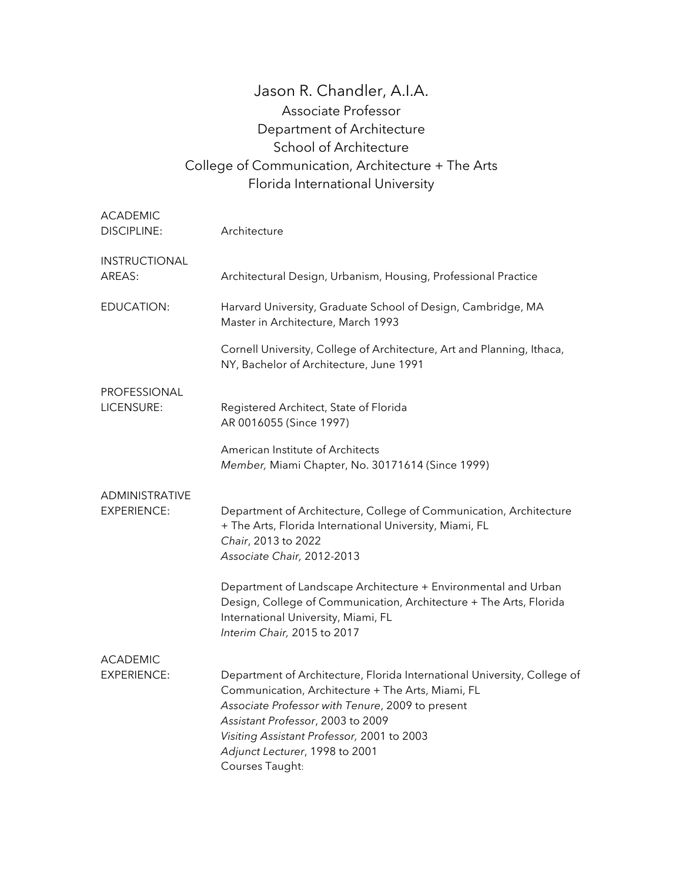# Jason R. Chandler, A.I.A.

Associate Professor
Department of Architecture
School of Architecture
College of Communication, Architecture + The Arts
Florida International University

**ACADEMIC DISCIPLINE:** Architecture

**INSTRUCTIONAL AREAS:** Architectural Design, Urbanism, Housing, Professional Practice

**EDUCATION:**

Harvard University, Graduate School of Design, Cambridge, MA
Master in Architecture, March 1993

Cornell University, College of Architecture, Art and Planning, Ithaca, NY, Bachelor of Architecture, June 1991

**PROFESSIONAL LICENSURE:**

Registered Architect, State of Florida
AR 0016055 (Since 1997)

American Institute of Architects
*Member,* Miami Chapter, No. 30171614 (Since 1999)

**ADMINISTRATIVE EXPERIENCE:**

Department of Architecture, College of Communication, Architecture + The Arts, Florida International University, Miami, FL
*Chair*, 2013 to 2022
*Associate Chair,* 2012-2013

Department of Landscape Architecture + Environmental and Urban Design, College of Communication, Architecture + The Arts, Florida International University, Miami, FL
*Interim Chair,* 2015 to 2017

**ACADEMIC EXPERIENCE:**

Department of Architecture, Florida International University, College of Communication, Architecture + The Arts, Miami, FL
*Associate Professor with Tenure*, 2009 to present
*Assistant Professor*, 2003 to 2009
*Visiting Assistant Professor,* 2001 to 2003
*Adjunct Lecturer*, 1998 to 2001
Courses Taught: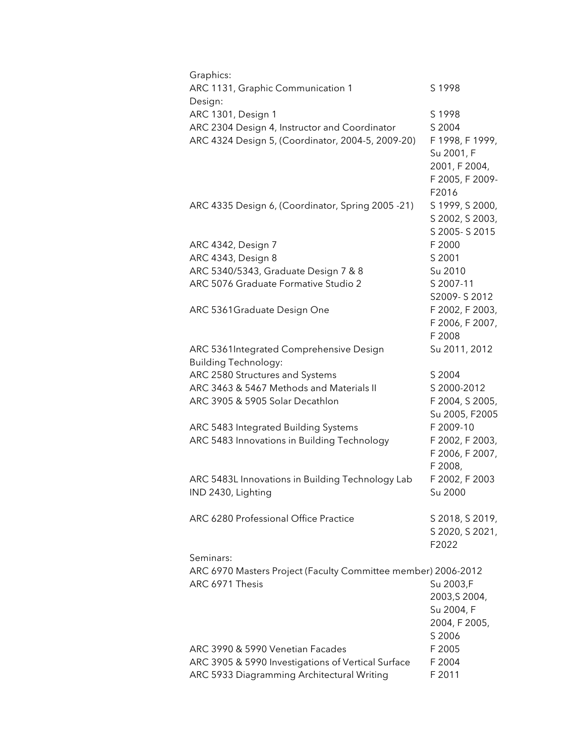Graphics:

| | |
|---|---|
| ARC 1131, Graphic Communication 1 | S 1998 |

Design:

| | |
|---|---|
| ARC 1301, Design 1 | S 1998 |
| ARC 2304 Design 4, Instructor and Coordinator | S 2004 |
| ARC 4324 Design 5, (Coordinator, 2004-5, 2009-20) | F 1998, F 1999, Su 2001, F 2001, F 2004, F 2005, F 2009-F2016 |
| ARC 4335 Design 6, (Coordinator, Spring 2005 -21) | S 1999, S 2000, S 2002, S 2003, S 2005- S 2015 |
| ARC 4342, Design 7 | F 2000 |
| ARC 4343, Design 8 | S 2001 |
| ARC 5340/5343, Graduate Design 7 & 8 | Su 2010 |
| ARC 5076 Graduate Formative Studio 2 | S 2007-11 S2009- S 2012 |
| ARC 5361Graduate Design One | F 2002, F 2003, F 2006, F 2007, F 2008 |
| ARC 5361Integrated Comprehensive Design | Su 2011, 2012 |

Building Technology:

| | |
|---|---|
| ARC 2580 Structures and Systems | S 2004 |
| ARC 3463 & 5467 Methods and Materials II | S 2000-2012 |
| ARC 3905 & 5905 Solar Decathlon | F 2004, S 2005, Su 2005, F2005 |
| ARC 5483 Integrated Building Systems | F 2009-10 |
| ARC 5483 Innovations in Building Technology | F 2002, F 2003, F 2006, F 2007, F 2008, |
| ARC 5483L Innovations in Building Technology Lab | F 2002, F 2003 |
| IND 2430, Lighting | Su 2000 |
| ARC 6280 Professional Office Practice | S 2018, S 2019, S 2020, S 2021, F2022 |

Seminars:

ARC 6970 Masters Project (Faculty Committee member) 2006-2012

| | |
|---|---|
| ARC 6971 Thesis | Su 2003,F 2003,S 2004, Su 2004, F 2004, F 2005, S 2006 |
| ARC 3990 & 5990 Venetian Facades | F 2005 |
| ARC 3905 & 5990 Investigations of Vertical Surface | F 2004 |
| ARC 5933 Diagramming Architectural Writing | F 2011 |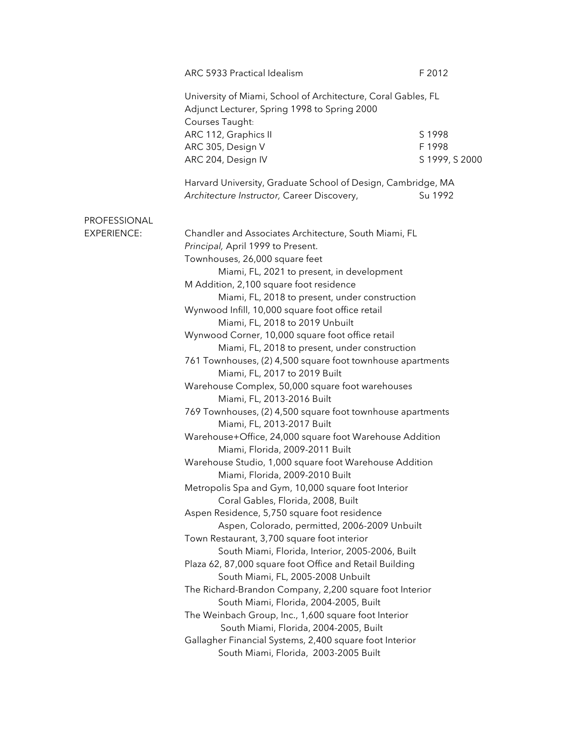ARC 5933 Practical Idealism F 2012

University of Miami, School of Architecture, Coral Gables, FL
Adjunct Lecturer, Spring 1998 to Spring 2000
Courses Taught:
ARC 112, Graphics II S 1998
ARC 305, Design V F 1998
ARC 204, Design IV S 1999, S 2000

Harvard University, Graduate School of Design, Cambridge, MA
*Architecture Instructor,* Career Discovery, Su 1992

PROFESSIONAL EXPERIENCE:

Chandler and Associates Architecture, South Miami, FL
*Principal,* April 1999 to Present.

Townhouses, 26,000 square feet
  Miami, FL, 2021 to present, in development
M Addition, 2,100 square foot residence
  Miami, FL, 2018 to present, under construction
Wynwood Infill, 10,000 square foot office retail
  Miami, FL, 2018 to 2019 Unbuilt
Wynwood Corner, 10,000 square foot office retail
  Miami, FL, 2018 to present, under construction
761 Townhouses, (2) 4,500 square foot townhouse apartments
  Miami, FL, 2017 to 2019 Built
Warehouse Complex, 50,000 square foot warehouses
  Miami, FL, 2013-2016 Built
769 Townhouses, (2) 4,500 square foot townhouse apartments
  Miami, FL, 2013-2017 Built
Warehouse+Office, 24,000 square foot Warehouse Addition
  Miami, Florida, 2009-2011 Built
Warehouse Studio, 1,000 square foot Warehouse Addition
  Miami, Florida, 2009-2010 Built
Metropolis Spa and Gym, 10,000 square foot Interior
  Coral Gables, Florida, 2008, Built
Aspen Residence, 5,750 square foot residence
  Aspen, Colorado, permitted, 2006-2009 Unbuilt
Town Restaurant, 3,700 square foot interior
  South Miami, Florida, Interior, 2005-2006, Built
Plaza 62, 87,000 square foot Office and Retail Building
  South Miami, FL, 2005-2008 Unbuilt
The Richard-Brandon Company, 2,200 square foot Interior
  South Miami, Florida, 2004-2005, Built
The Weinbach Group, Inc., 1,600 square foot Interior
  South Miami, Florida, 2004-2005, Built
Gallagher Financial Systems, 2,400 square foot Interior
  South Miami, Florida, 2003-2005 Built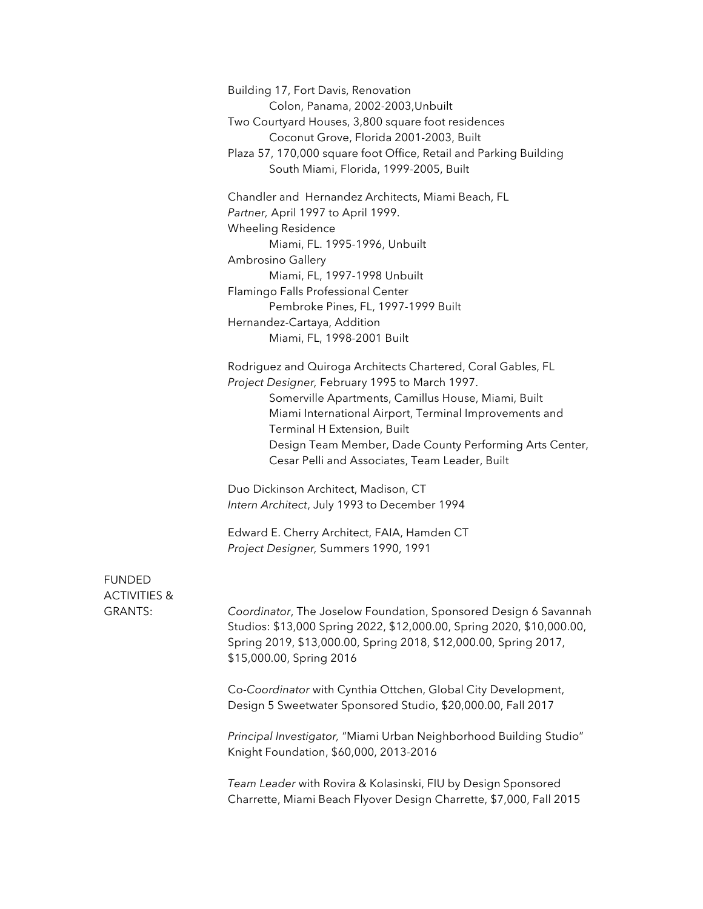Building 17, Fort Davis, Renovation
Colon, Panama, 2002-2003,Unbuilt
Two Courtyard Houses, 3,800 square foot residences
Coconut Grove, Florida 2001-2003, Built
Plaza 57, 170,000 square foot Office, Retail and Parking Building
South Miami, Florida, 1999-2005, Built

Chandler and Hernandez Architects, Miami Beach, FL
*Partner,* April 1997 to April 1999.
Wheeling Residence
Miami, FL. 1995-1996, Unbuilt
Ambrosino Gallery
Miami, FL, 1997-1998 Unbuilt
Flamingo Falls Professional Center
Pembroke Pines, FL, 1997-1999 Built
Hernandez-Cartaya, Addition
Miami, FL, 1998-2001 Built

Rodriguez and Quiroga Architects Chartered, Coral Gables, FL
*Project Designer,* February 1995 to March 1997.
Somerville Apartments, Camillus House, Miami, Built
Miami International Airport, Terminal Improvements and Terminal H Extension, Built
Design Team Member, Dade County Performing Arts Center, Cesar Pelli and Associates, Team Leader, Built

Duo Dickinson Architect, Madison, CT
*Intern Architect*, July 1993 to December 1994

Edward E. Cherry Architect, FAIA, Hamden CT
*Project Designer,* Summers 1990, 1991

FUNDED ACTIVITIES & GRANTS:

*Coordinator*, The Joselow Foundation, Sponsored Design 6 Savannah Studios: $13,000 Spring 2022, $12,000.00, Spring 2020, $10,000.00, Spring 2019, $13,000.00, Spring 2018, $12,000.00, Spring 2017, $15,000.00, Spring 2016

Co-*Coordinator* with Cynthia Ottchen, Global City Development, Design 5 Sweetwater Sponsored Studio, $20,000.00, Fall 2017

*Principal Investigator,* "Miami Urban Neighborhood Building Studio" Knight Foundation, $60,000, 2013-2016

*Team Leader* with Rovira & Kolasinski, FIU by Design Sponsored Charrette, Miami Beach Flyover Design Charrette, $7,000, Fall 2015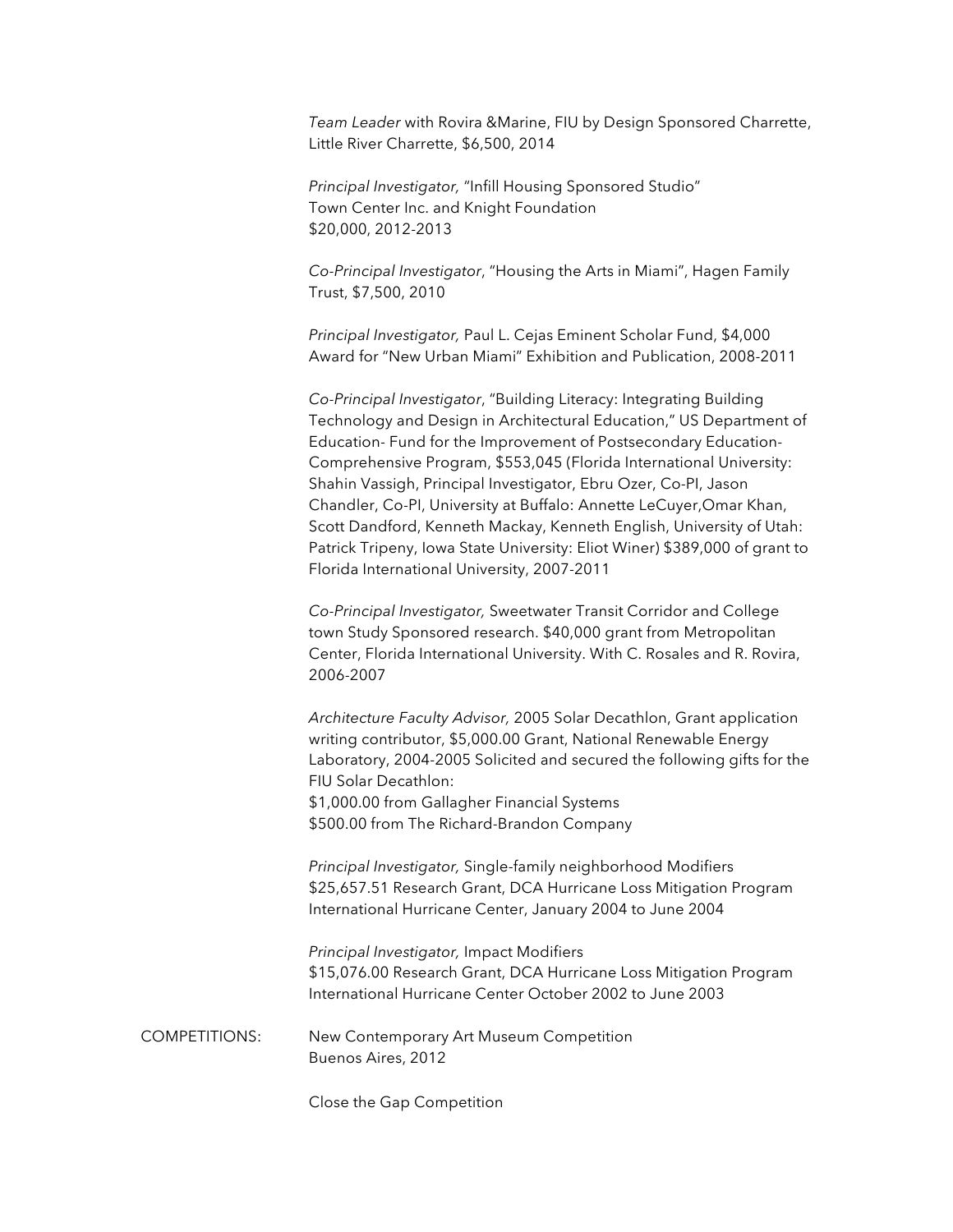*Team Leader* with Rovira &Marine, FIU by Design Sponsored Charrette, Little River Charrette, $6,500, 2014

*Principal Investigator,* "Infill Housing Sponsored Studio"
Town Center Inc. and Knight Foundation
$20,000, 2012-2013

*Co-Principal Investigator*, "Housing the Arts in Miami", Hagen Family Trust, $7,500, 2010

*Principal Investigator,* Paul L. Cejas Eminent Scholar Fund, $4,000 Award for "New Urban Miami" Exhibition and Publication, 2008-2011

*Co-Principal Investigator*, "Building Literacy: Integrating Building Technology and Design in Architectural Education," US Department of Education- Fund for the Improvement of Postsecondary Education-Comprehensive Program, $553,045 (Florida International University: Shahin Vassigh, Principal Investigator, Ebru Ozer, Co-PI, Jason Chandler, Co-PI, University at Buffalo: Annette LeCuyer,Omar Khan, Scott Dandford, Kenneth Mackay, Kenneth English, University of Utah: Patrick Tripeny, Iowa State University: Eliot Winer) $389,000 of grant to Florida International University, 2007-2011

*Co-Principal Investigator,* Sweetwater Transit Corridor and College town Study Sponsored research. $40,000 grant from Metropolitan Center, Florida International University. With C. Rosales and R. Rovira, 2006-2007

*Architecture Faculty Advisor,* 2005 Solar Decathlon, Grant application writing contributor, $5,000.00 Grant, National Renewable Energy Laboratory, 2004-2005 Solicited and secured the following gifts for the FIU Solar Decathlon:
$1,000.00 from Gallagher Financial Systems
$500.00 from The Richard-Brandon Company

*Principal Investigator,* Single-family neighborhood Modifiers
$25,657.51 Research Grant, DCA Hurricane Loss Mitigation Program
International Hurricane Center, January 2004 to June 2004

*Principal Investigator,* Impact Modifiers
$15,076.00 Research Grant, DCA Hurricane Loss Mitigation Program
International Hurricane Center October 2002 to June 2003

COMPETITIONS:

New Contemporary Art Museum Competition
Buenos Aires, 2012

Close the Gap Competition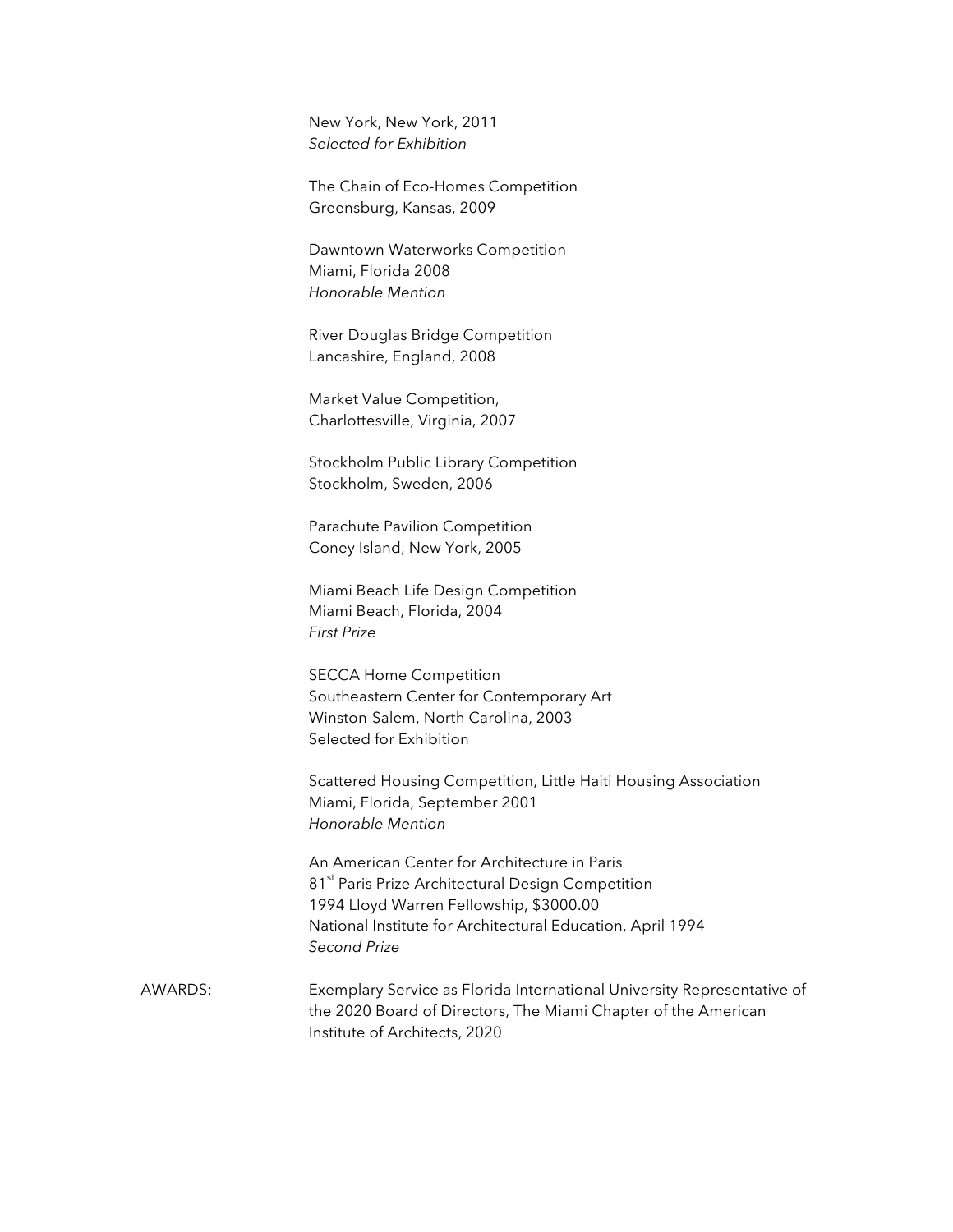New York, New York, 2011
*Selected for Exhibition*

The Chain of Eco-Homes Competition
Greensburg, Kansas, 2009

Dawntown Waterworks Competition
Miami, Florida 2008
*Honorable Mention*

River Douglas Bridge Competition
Lancashire, England, 2008

Market Value Competition,
Charlottesville, Virginia, 2007

Stockholm Public Library Competition
Stockholm, Sweden, 2006

Parachute Pavilion Competition
Coney Island, New York, 2005

Miami Beach Life Design Competition
Miami Beach, Florida, 2004
*First Prize*

SECCA Home Competition
Southeastern Center for Contemporary Art
Winston-Salem, North Carolina, 2003
Selected for Exhibition

Scattered Housing Competition, Little Haiti Housing Association
Miami, Florida, September 2001
*Honorable Mention*

An American Center for Architecture in Paris
81st Paris Prize Architectural Design Competition
1994 Lloyd Warren Fellowship, $3000.00
National Institute for Architectural Education, April 1994
*Second Prize*

AWARDS: Exemplary Service as Florida International University Representative of the 2020 Board of Directors, The Miami Chapter of the American Institute of Architects, 2020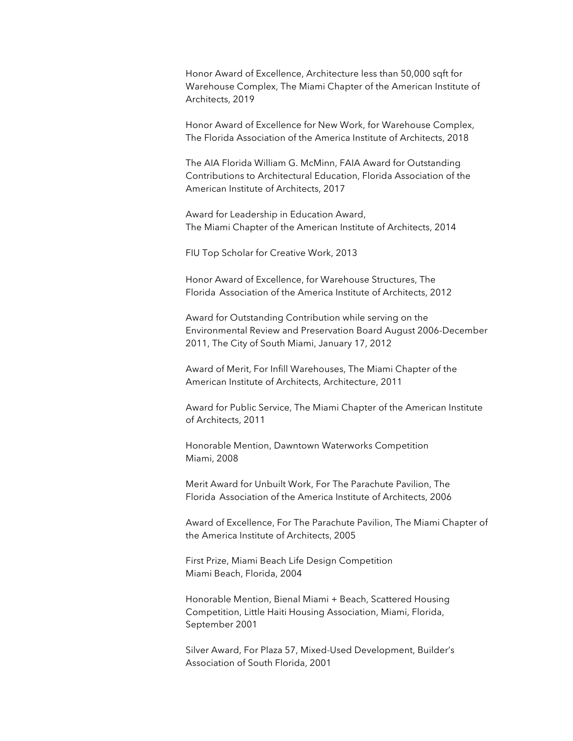Honor Award of Excellence, Architecture less than 50,000 sqft for Warehouse Complex, The Miami Chapter of the American Institute of Architects, 2019

Honor Award of Excellence for New Work, for Warehouse Complex, The Florida Association of the America Institute of Architects, 2018

The AIA Florida William G. McMinn, FAIA Award for Outstanding Contributions to Architectural Education, Florida Association of the American Institute of Architects, 2017

Award for Leadership in Education Award,
The Miami Chapter of the American Institute of Architects, 2014

FIU Top Scholar for Creative Work, 2013

Honor Award of Excellence, for Warehouse Structures, The Florida Association of the America Institute of Architects, 2012

Award for Outstanding Contribution while serving on the Environmental Review and Preservation Board August 2006-December 2011, The City of South Miami, January 17, 2012

Award of Merit, For Infill Warehouses, The Miami Chapter of the American Institute of Architects, Architecture, 2011

Award for Public Service, The Miami Chapter of the American Institute of Architects, 2011

Honorable Mention, Dawntown Waterworks Competition
Miami, 2008

Merit Award for Unbuilt Work, For The Parachute Pavilion, The Florida Association of the America Institute of Architects, 2006

Award of Excellence, For The Parachute Pavilion, The Miami Chapter of the America Institute of Architects, 2005

First Prize, Miami Beach Life Design Competition
Miami Beach, Florida, 2004

Honorable Mention, Bienal Miami + Beach, Scattered Housing Competition, Little Haiti Housing Association, Miami, Florida, September 2001

Silver Award, For Plaza 57, Mixed-Used Development, Builder's Association of South Florida, 2001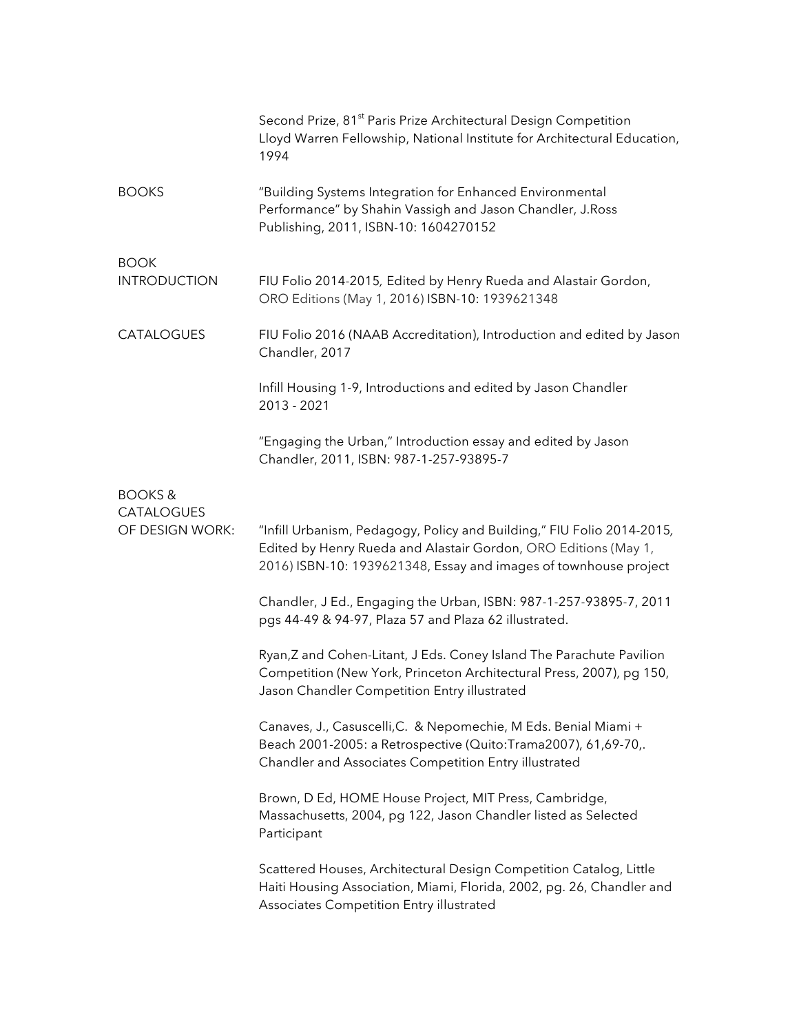Second Prize, 81st Paris Prize Architectural Design Competition
Lloyd Warren Fellowship, National Institute for Architectural Education, 1994

**BOOKS**

"Building Systems Integration for Enhanced Environmental Performance" by Shahin Vassigh and Jason Chandler, J.Ross Publishing, 2011, ISBN-10: 1604270152

**BOOK INTRODUCTION**

FIU Folio 2014-2015, Edited by Henry Rueda and Alastair Gordon, ORO Editions (May 1, 2016) ISBN-10: 1939621348

**CATALOGUES**

FIU Folio 2016 (NAAB Accreditation), Introduction and edited by Jason Chandler, 2017

Infill Housing 1-9, Introductions and edited by Jason Chandler 2013 - 2021

"Engaging the Urban," Introduction essay and edited by Jason Chandler, 2011, ISBN: 987-1-257-93895-7

**BOOKS & CATALOGUES OF DESIGN WORK:**

"Infill Urbanism, Pedagogy, Policy and Building," FIU Folio 2014-2015, Edited by Henry Rueda and Alastair Gordon, ORO Editions (May 1, 2016) ISBN-10: 1939621348, Essay and images of townhouse project

Chandler, J Ed., Engaging the Urban, ISBN: 987-1-257-93895-7, 2011 pgs 44-49 & 94-97, Plaza 57 and Plaza 62 illustrated.

Ryan,Z and Cohen-Litant, J Eds. Coney Island The Parachute Pavilion Competition (New York, Princeton Architectural Press, 2007), pg 150, Jason Chandler Competition Entry illustrated

Canaves, J., Casuscelli,C. & Nepomechie, M Eds. Benial Miami + Beach 2001-2005: a Retrospective (Quito:Trama2007), 61,69-70,. Chandler and Associates Competition Entry illustrated

Brown, D Ed, HOME House Project, MIT Press, Cambridge, Massachusetts, 2004, pg 122, Jason Chandler listed as Selected Participant

Scattered Houses, Architectural Design Competition Catalog, Little Haiti Housing Association, Miami, Florida, 2002, pg. 26, Chandler and Associates Competition Entry illustrated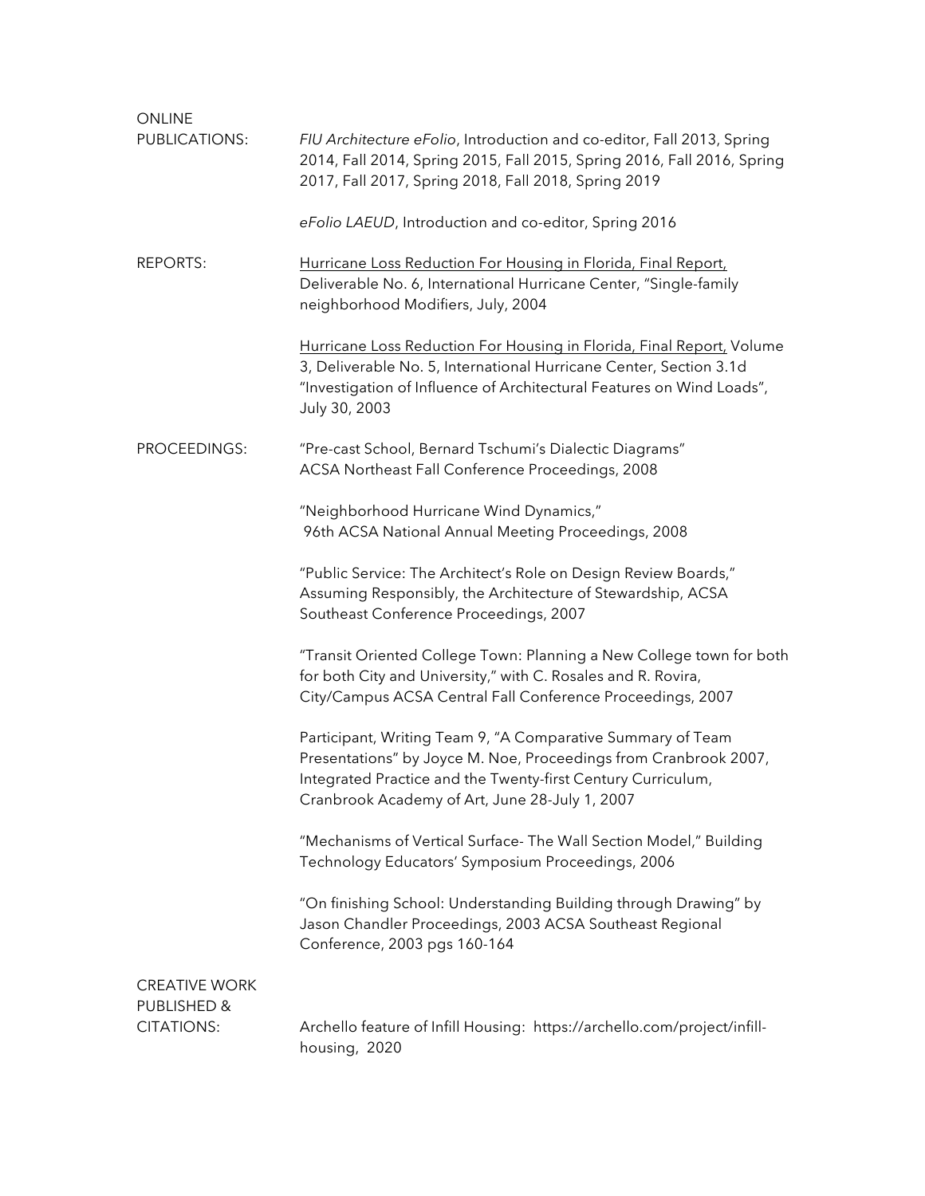**ONLINE PUBLICATIONS:**

*FIU Architecture eFolio*, Introduction and co-editor, Fall 2013, Spring 2014, Fall 2014, Spring 2015, Fall 2015, Spring 2016, Fall 2016, Spring 2017, Fall 2017, Spring 2018, Fall 2018, Spring 2019

*eFolio LAEUD*, Introduction and co-editor, Spring 2016

**REPORTS:**

<u>Hurricane Loss Reduction For Housing in Florida, Final Report,</u> Deliverable No. 6, International Hurricane Center, "Single-family neighborhood Modifiers, July, 2004

<u>Hurricane Loss Reduction For Housing in Florida, Final Report,</u> Volume 3, Deliverable No. 5, International Hurricane Center, Section 3.1d "Investigation of Influence of Architectural Features on Wind Loads", July 30, 2003

**PROCEEDINGS:**

"Pre-cast School, Bernard Tschumi's Dialectic Diagrams" ACSA Northeast Fall Conference Proceedings, 2008

"Neighborhood Hurricane Wind Dynamics," 96th ACSA National Annual Meeting Proceedings, 2008

"Public Service: The Architect's Role on Design Review Boards," Assuming Responsibly, the Architecture of Stewardship, ACSA Southeast Conference Proceedings, 2007

"Transit Oriented College Town: Planning a New College town for both for both City and University," with C. Rosales and R. Rovira, City/Campus ACSA Central Fall Conference Proceedings, 2007

Participant, Writing Team 9, "A Comparative Summary of Team Presentations" by Joyce M. Noe, Proceedings from Cranbrook 2007, Integrated Practice and the Twenty-first Century Curriculum, Cranbrook Academy of Art, June 28-July 1, 2007

"Mechanisms of Vertical Surface- The Wall Section Model," Building Technology Educators' Symposium Proceedings, 2006

"On finishing School: Understanding Building through Drawing" by Jason Chandler Proceedings, 2003 ACSA Southeast Regional Conference, 2003 pgs 160-164

**CREATIVE WORK PUBLISHED & CITATIONS:**

Archello feature of Infill Housing: https://archello.com/project/infill-housing, 2020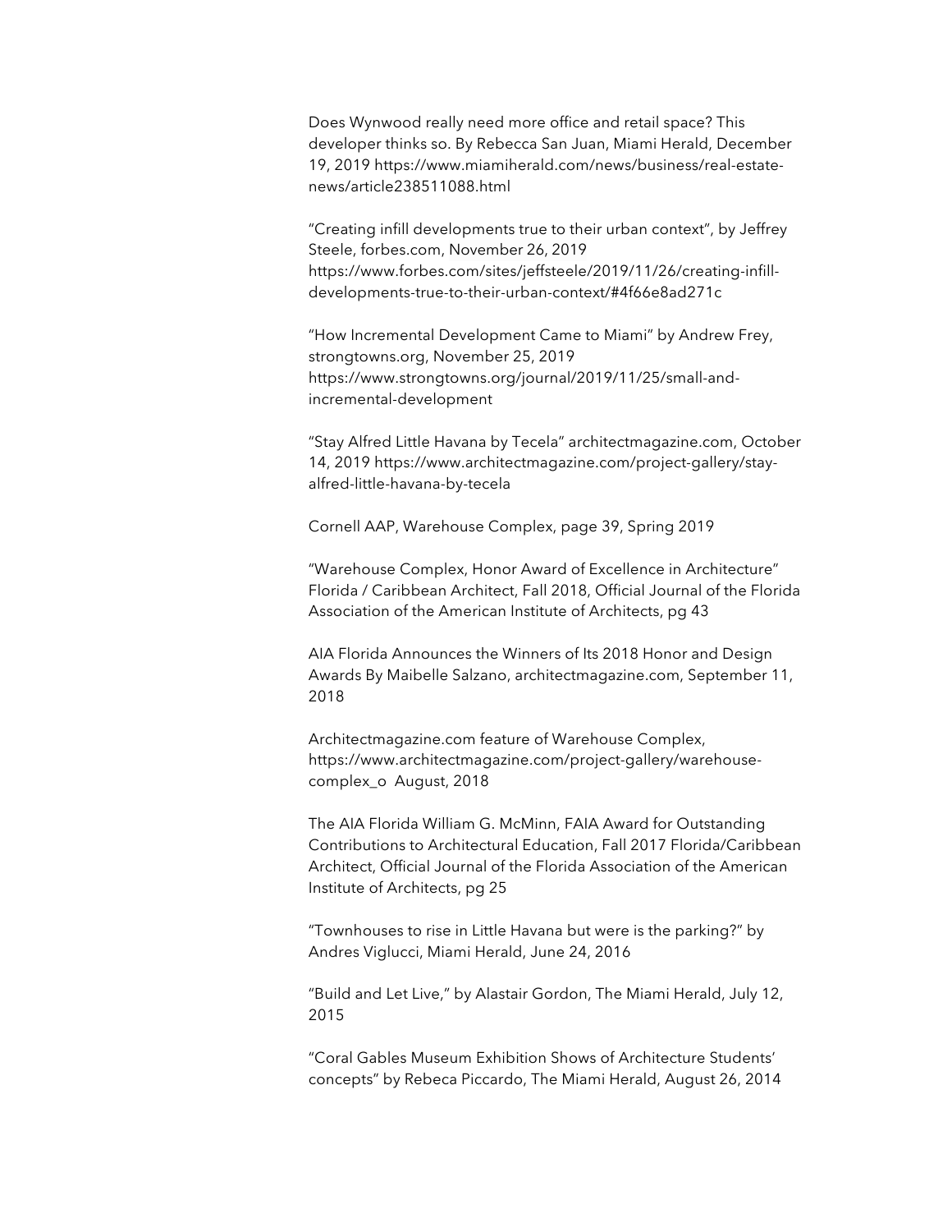Does Wynwood really need more office and retail space? This developer thinks so. By Rebecca San Juan, Miami Herald, December 19, 2019 https://www.miamiherald.com/news/business/real-estate-news/article238511088.html

"Creating infill developments true to their urban context", by Jeffrey Steele, forbes.com, November 26, 2019 https://www.forbes.com/sites/jeffsteele/2019/11/26/creating-infill-developments-true-to-their-urban-context/#4f66e8ad271c

"How Incremental Development Came to Miami" by Andrew Frey, strongtowns.org, November 25, 2019 https://www.strongtowns.org/journal/2019/11/25/small-and-incremental-development

"Stay Alfred Little Havana by Tecela" architectmagazine.com, October 14, 2019 https://www.architectmagazine.com/project-gallery/stay-alfred-little-havana-by-tecela

Cornell AAP, Warehouse Complex, page 39, Spring 2019

"Warehouse Complex, Honor Award of Excellence in Architecture" Florida / Caribbean Architect, Fall 2018, Official Journal of the Florida Association of the American Institute of Architects, pg 43

AIA Florida Announces the Winners of Its 2018 Honor and Design Awards By Maibelle Salzano, architectmagazine.com, September 11, 2018

Architectmagazine.com feature of Warehouse Complex, https://www.architectmagazine.com/project-gallery/warehouse-complex_o August, 2018

The AIA Florida William G. McMinn, FAIA Award for Outstanding Contributions to Architectural Education, Fall 2017 Florida/Caribbean Architect, Official Journal of the Florida Association of the American Institute of Architects, pg 25

"Townhouses to rise in Little Havana but were is the parking?" by Andres Viglucci, Miami Herald, June 24, 2016

"Build and Let Live," by Alastair Gordon, The Miami Herald, July 12, 2015

"Coral Gables Museum Exhibition Shows of Architecture Students' concepts" by Rebeca Piccardo, The Miami Herald, August 26, 2014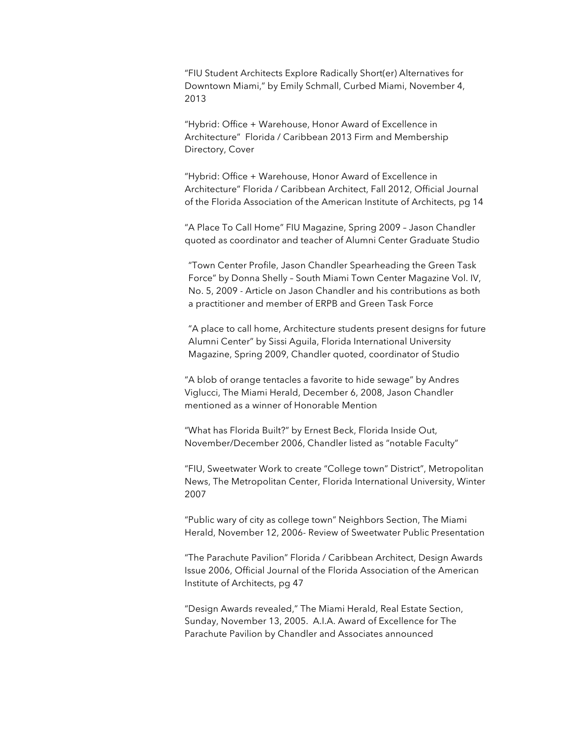"FIU Student Architects Explore Radically Short(er) Alternatives for Downtown Miami," by Emily Schmall, Curbed Miami, November 4, 2013

"Hybrid: Office + Warehouse, Honor Award of Excellence in Architecture" Florida / Caribbean 2013 Firm and Membership Directory, Cover

"Hybrid: Office + Warehouse, Honor Award of Excellence in Architecture" Florida / Caribbean Architect, Fall 2012, Official Journal of the Florida Association of the American Institute of Architects, pg 14

"A Place To Call Home" FIU Magazine, Spring 2009 – Jason Chandler quoted as coordinator and teacher of Alumni Center Graduate Studio

"Town Center Profile, Jason Chandler Spearheading the Green Task Force" by Donna Shelly – South Miami Town Center Magazine Vol. IV, No. 5, 2009 - Article on Jason Chandler and his contributions as both a practitioner and member of ERPB and Green Task Force

"A place to call home, Architecture students present designs for future Alumni Center" by Sissi Aguila, Florida International University Magazine, Spring 2009, Chandler quoted, coordinator of Studio

"A blob of orange tentacles a favorite to hide sewage" by Andres Viglucci, The Miami Herald, December 6, 2008, Jason Chandler mentioned as a winner of Honorable Mention

"What has Florida Built?" by Ernest Beck, Florida Inside Out, November/December 2006, Chandler listed as "notable Faculty"

"FIU, Sweetwater Work to create "College town" District", Metropolitan News, The Metropolitan Center, Florida International University, Winter 2007

"Public wary of city as college town" Neighbors Section, The Miami Herald, November 12, 2006- Review of Sweetwater Public Presentation

"The Parachute Pavilion" Florida / Caribbean Architect, Design Awards Issue 2006, Official Journal of the Florida Association of the American Institute of Architects, pg 47

"Design Awards revealed," The Miami Herald, Real Estate Section, Sunday, November 13, 2005. A.I.A. Award of Excellence for The Parachute Pavilion by Chandler and Associates announced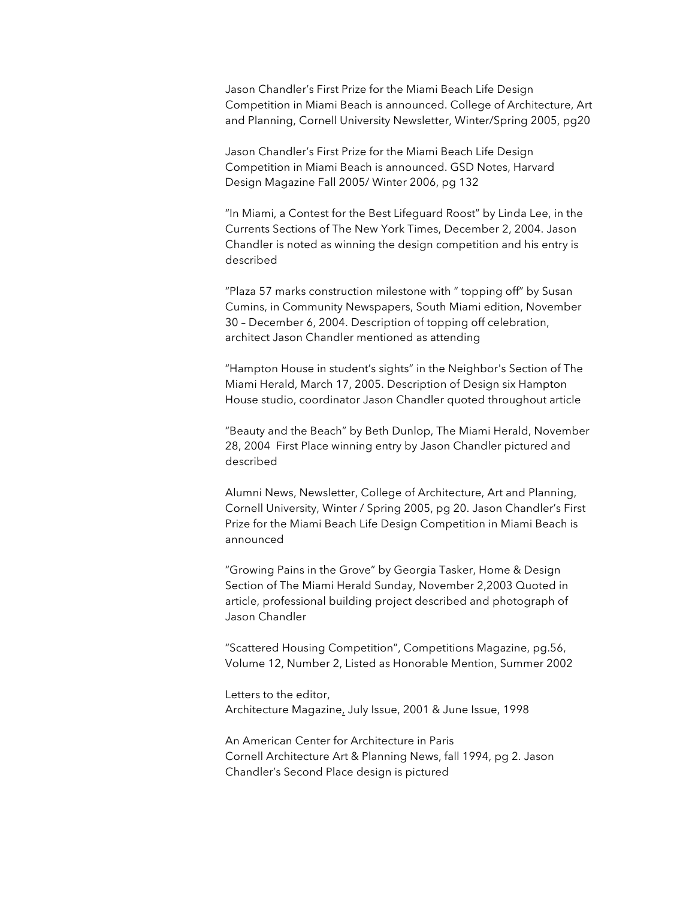Jason Chandler's First Prize for the Miami Beach Life Design Competition in Miami Beach is announced. College of Architecture, Art and Planning, Cornell University Newsletter, Winter/Spring 2005, pg20

Jason Chandler's First Prize for the Miami Beach Life Design Competition in Miami Beach is announced. GSD Notes, Harvard Design Magazine Fall 2005/ Winter 2006, pg 132

"In Miami, a Contest for the Best Lifeguard Roost" by Linda Lee, in the Currents Sections of The New York Times, December 2, 2004. Jason Chandler is noted as winning the design competition and his entry is described

"Plaza 57 marks construction milestone with " topping off" by Susan Cumins, in Community Newspapers, South Miami edition, November 30 – December 6, 2004. Description of topping off celebration, architect Jason Chandler mentioned as attending

"Hampton House in student's sights" in the Neighbor's Section of The Miami Herald, March 17, 2005. Description of Design six Hampton House studio, coordinator Jason Chandler quoted throughout article

"Beauty and the Beach" by Beth Dunlop, The Miami Herald, November 28, 2004 First Place winning entry by Jason Chandler pictured and described

Alumni News, Newsletter, College of Architecture, Art and Planning, Cornell University, Winter / Spring 2005, pg 20. Jason Chandler's First Prize for the Miami Beach Life Design Competition in Miami Beach is announced

"Growing Pains in the Grove" by Georgia Tasker, Home & Design Section of The Miami Herald Sunday, November 2,2003 Quoted in article, professional building project described and photograph of Jason Chandler

"Scattered Housing Competition", Competitions Magazine, pg.56, Volume 12, Number 2, Listed as Honorable Mention, Summer 2002

Letters to the editor,
Architecture Magazine, July Issue, 2001 & June Issue, 1998

An American Center for Architecture in Paris
Cornell Architecture Art & Planning News, fall 1994, pg 2. Jason Chandler's Second Place design is pictured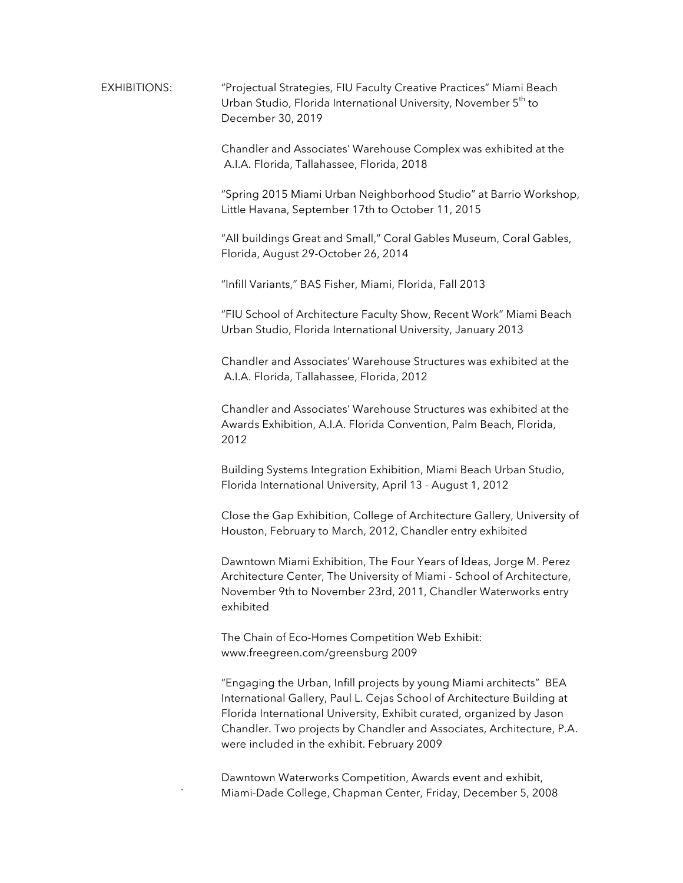EXHIBITIONS:

"Projectual Strategies, FIU Faculty Creative Practices" Miami Beach Urban Studio, Florida International University, November 5th to December 30, 2019

Chandler and Associates' Warehouse Complex was exhibited at the A.I.A. Florida, Tallahassee, Florida, 2018

"Spring 2015 Miami Urban Neighborhood Studio" at Barrio Workshop, Little Havana, September 17th to October 11, 2015

"All buildings Great and Small," Coral Gables Museum, Coral Gables, Florida, August 29-October 26, 2014

"Infill Variants," BAS Fisher, Miami, Florida, Fall 2013

"FIU School of Architecture Faculty Show, Recent Work" Miami Beach Urban Studio, Florida International University, January 2013

Chandler and Associates' Warehouse Structures was exhibited at the A.I.A. Florida, Tallahassee, Florida, 2012

Chandler and Associates' Warehouse Structures was exhibited at the Awards Exhibition, A.I.A. Florida Convention, Palm Beach, Florida, 2012

Building Systems Integration Exhibition, Miami Beach Urban Studio, Florida International University, April 13 - August 1, 2012

Close the Gap Exhibition, College of Architecture Gallery, University of Houston, February to March, 2012, Chandler entry exhibited

Dawntown Miami Exhibition, The Four Years of Ideas, Jorge M. Perez Architecture Center, The University of Miami - School of Architecture, November 9th to November 23rd, 2011, Chandler Waterworks entry exhibited

The Chain of Eco-Homes Competition Web Exhibit: www.freegreen.com/greensburg 2009

"Engaging the Urban, Infill projects by young Miami architects" BEA International Gallery, Paul L. Cejas School of Architecture Building at Florida International University, Exhibit curated, organized by Jason Chandler. Two projects by Chandler and Associates, Architecture, P.A. were included in the exhibit. February 2009

Dawntown Waterworks Competition, Awards event and exhibit, Miami-Dade College, Chapman Center, Friday, December 5, 2008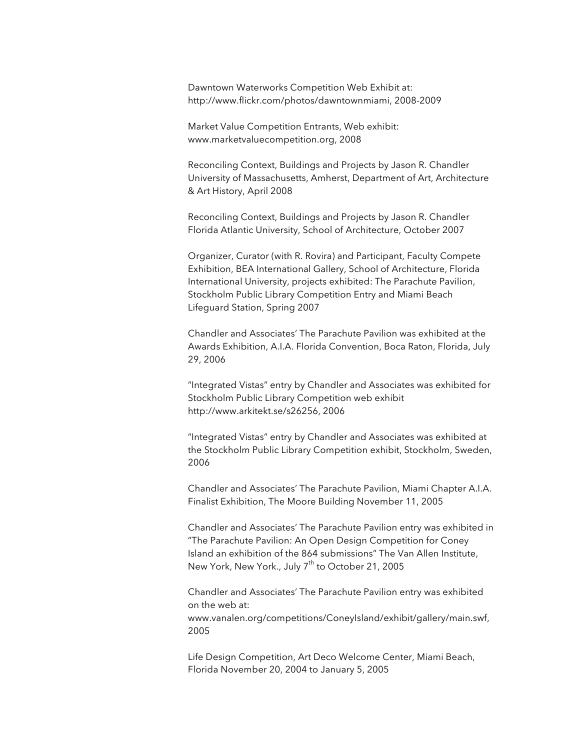Dawntown Waterworks Competition Web Exhibit at: http://www.flickr.com/photos/dawntownmiami, 2008-2009

Market Value Competition Entrants, Web exhibit: www.marketvaluecompetition.org, 2008

Reconciling Context, Buildings and Projects by Jason R. Chandler University of Massachusetts, Amherst, Department of Art, Architecture & Art History, April 2008

Reconciling Context, Buildings and Projects by Jason R. Chandler Florida Atlantic University, School of Architecture, October 2007

Organizer, Curator (with R. Rovira) and Participant, Faculty Compete Exhibition, BEA International Gallery, School of Architecture, Florida International University, projects exhibited: The Parachute Pavilion, Stockholm Public Library Competition Entry and Miami Beach Lifeguard Station, Spring 2007

Chandler and Associates' The Parachute Pavilion was exhibited at the Awards Exhibition, A.I.A. Florida Convention, Boca Raton, Florida, July 29, 2006

"Integrated Vistas" entry by Chandler and Associates was exhibited for Stockholm Public Library Competition web exhibit http://www.arkitekt.se/s26256, 2006

"Integrated Vistas" entry by Chandler and Associates was exhibited at the Stockholm Public Library Competition exhibit, Stockholm, Sweden, 2006

Chandler and Associates' The Parachute Pavilion, Miami Chapter A.I.A. Finalist Exhibition, The Moore Building November 11, 2005

Chandler and Associates' The Parachute Pavilion entry was exhibited in "The Parachute Pavilion: An Open Design Competition for Coney Island an exhibition of the 864 submissions" The Van Allen Institute, New York, New York., July 7th to October 21, 2005

Chandler and Associates' The Parachute Pavilion entry was exhibited on the web at: www.vanalen.org/competitions/ConeyIsland/exhibit/gallery/main.swf, 2005

Life Design Competition, Art Deco Welcome Center, Miami Beach, Florida November 20, 2004 to January 5, 2005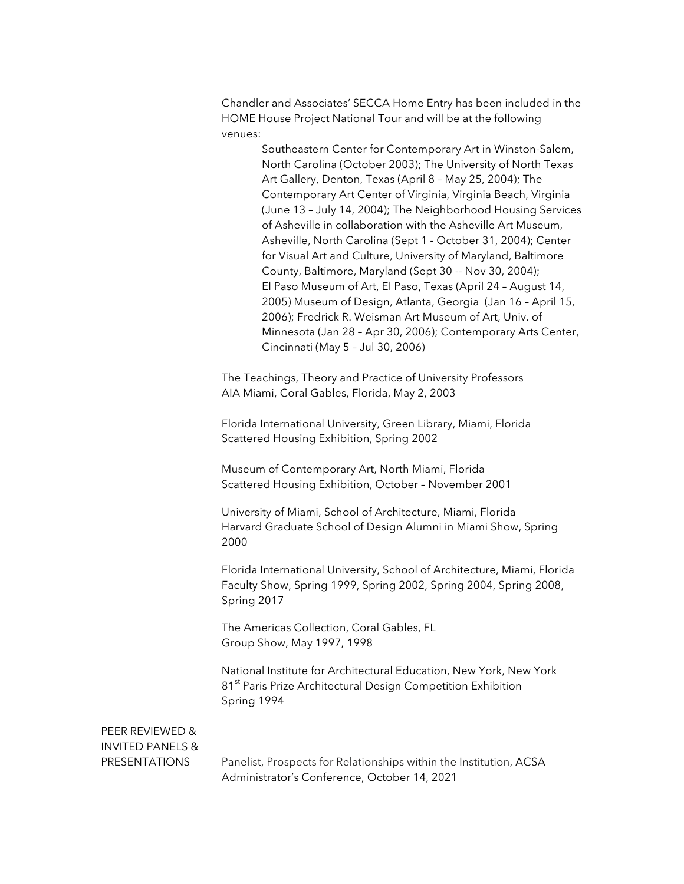Chandler and Associates' SECCA Home Entry has been included in the HOME House Project National Tour and will be at the following venues:

> Southeastern Center for Contemporary Art in Winston-Salem, North Carolina (October 2003); The University of North Texas Art Gallery, Denton, Texas (April 8 – May 25, 2004); The Contemporary Art Center of Virginia, Virginia Beach, Virginia (June 13 – July 14, 2004); The Neighborhood Housing Services of Asheville in collaboration with the Asheville Art Museum, Asheville, North Carolina (Sept 1 - October 31, 2004); Center for Visual Art and Culture, University of Maryland, Baltimore County, Baltimore, Maryland (Sept 30 -- Nov 30, 2004); El Paso Museum of Art, El Paso, Texas (April 24 – August 14, 2005) Museum of Design, Atlanta, Georgia (Jan 16 – April 15, 2006); Fredrick R. Weisman Art Museum of Art, Univ. of Minnesota (Jan 28 – Apr 30, 2006); Contemporary Arts Center, Cincinnati (May 5 – Jul 30, 2006)

The Teachings, Theory and Practice of University Professors
AIA Miami, Coral Gables, Florida, May 2, 2003

Florida International University, Green Library, Miami, Florida
Scattered Housing Exhibition, Spring 2002

Museum of Contemporary Art, North Miami, Florida
Scattered Housing Exhibition, October – November 2001

University of Miami, School of Architecture, Miami, Florida
Harvard Graduate School of Design Alumni in Miami Show, Spring 2000

Florida International University, School of Architecture, Miami, Florida
Faculty Show, Spring 1999, Spring 2002, Spring 2004, Spring 2008, Spring 2017

The Americas Collection, Coral Gables, FL
Group Show, May 1997, 1998

National Institute for Architectural Education, New York, New York
81st Paris Prize Architectural Design Competition Exhibition
Spring 1994

## PEER REVIEWED & INVITED PANELS & PRESENTATIONS

Panelist, Prospects for Relationships within the Institution, ACSA Administrator's Conference, October 14, 2021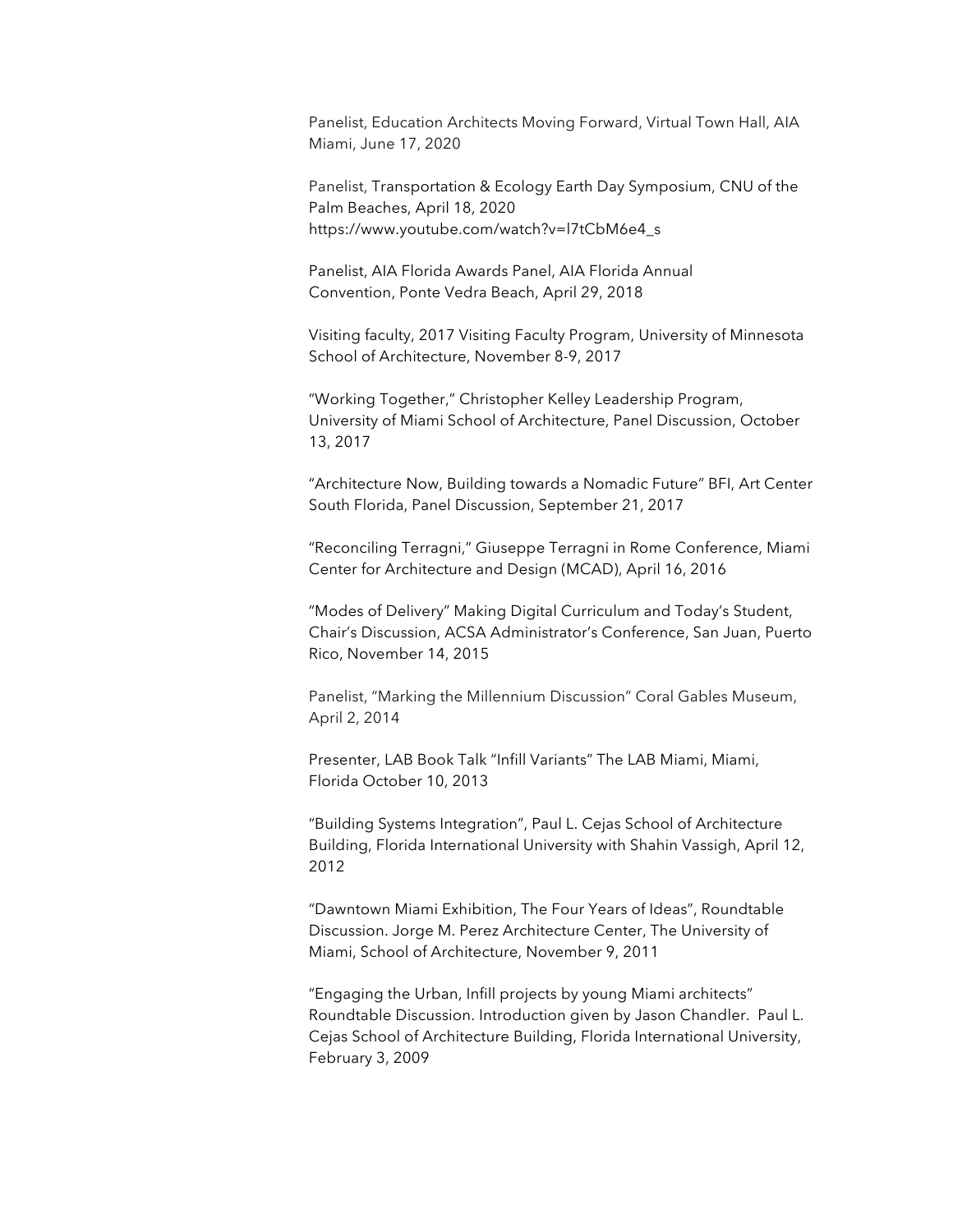Panelist, Education Architects Moving Forward, Virtual Town Hall, AIA Miami, June 17, 2020

Panelist, Transportation & Ecology Earth Day Symposium, CNU of the Palm Beaches, April 18, 2020
https://www.youtube.com/watch?v=l7tCbM6e4_s

Panelist, AIA Florida Awards Panel, AIA Florida Annual Convention, Ponte Vedra Beach, April 29, 2018

Visiting faculty, 2017 Visiting Faculty Program, University of Minnesota School of Architecture, November 8-9, 2017

"Working Together," Christopher Kelley Leadership Program, University of Miami School of Architecture, Panel Discussion, October 13, 2017

"Architecture Now, Building towards a Nomadic Future" BFI, Art Center South Florida, Panel Discussion, September 21, 2017

"Reconciling Terragni," Giuseppe Terragni in Rome Conference, Miami Center for Architecture and Design (MCAD), April 16, 2016

"Modes of Delivery" Making Digital Curriculum and Today's Student, Chair's Discussion, ACSA Administrator's Conference, San Juan, Puerto Rico, November 14, 2015

Panelist, "Marking the Millennium Discussion" Coral Gables Museum, April 2, 2014

Presenter, LAB Book Talk "Infill Variants" The LAB Miami, Miami, Florida October 10, 2013

"Building Systems Integration", Paul L. Cejas School of Architecture Building, Florida International University with Shahin Vassigh, April 12, 2012

"Dawntown Miami Exhibition, The Four Years of Ideas", Roundtable Discussion. Jorge M. Perez Architecture Center, The University of Miami, School of Architecture, November 9, 2011

"Engaging the Urban, Infill projects by young Miami architects" Roundtable Discussion. Introduction given by Jason Chandler. Paul L. Cejas School of Architecture Building, Florida International University, February 3, 2009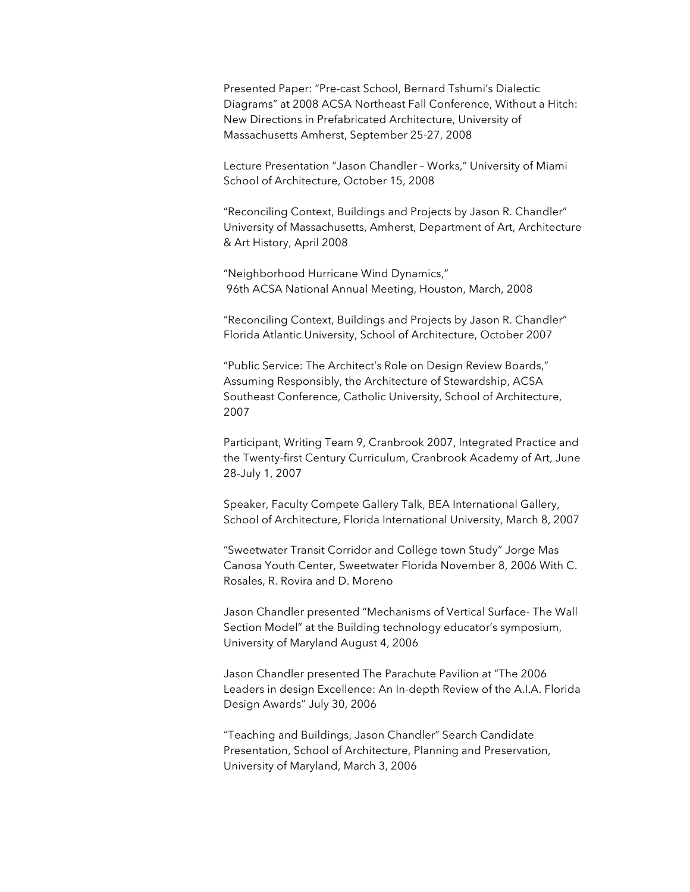Presented Paper: “Pre-cast School, Bernard Tshumi’s Dialectic Diagrams” at 2008 ACSA Northeast Fall Conference, Without a Hitch: New Directions in Prefabricated Architecture, University of Massachusetts Amherst, September 25-27, 2008

Lecture Presentation “Jason Chandler – Works,” University of Miami School of Architecture, October 15, 2008

“Reconciling Context, Buildings and Projects by Jason R. Chandler” University of Massachusetts, Amherst, Department of Art, Architecture & Art History, April 2008

“Neighborhood Hurricane Wind Dynamics,” 96th ACSA National Annual Meeting, Houston, March, 2008

“Reconciling Context, Buildings and Projects by Jason R. Chandler” Florida Atlantic University, School of Architecture, October 2007

“Public Service: The Architect’s Role on Design Review Boards,” Assuming Responsibly, the Architecture of Stewardship, ACSA Southeast Conference, Catholic University, School of Architecture, 2007

Participant, Writing Team 9, Cranbrook 2007, Integrated Practice and the Twenty-first Century Curriculum, Cranbrook Academy of Art, June 28-July 1, 2007

Speaker, Faculty Compete Gallery Talk, BEA International Gallery, School of Architecture, Florida International University, March 8, 2007

“Sweetwater Transit Corridor and College town Study” Jorge Mas Canosa Youth Center, Sweetwater Florida November 8, 2006 With C. Rosales, R. Rovira and D. Moreno

Jason Chandler presented “Mechanisms of Vertical Surface- The Wall Section Model” at the Building technology educator’s symposium, University of Maryland August 4, 2006

Jason Chandler presented The Parachute Pavilion at “The 2006 Leaders in design Excellence: An In-depth Review of the A.I.A. Florida Design Awards” July 30, 2006

“Teaching and Buildings, Jason Chandler” Search Candidate Presentation, School of Architecture, Planning and Preservation, University of Maryland, March 3, 2006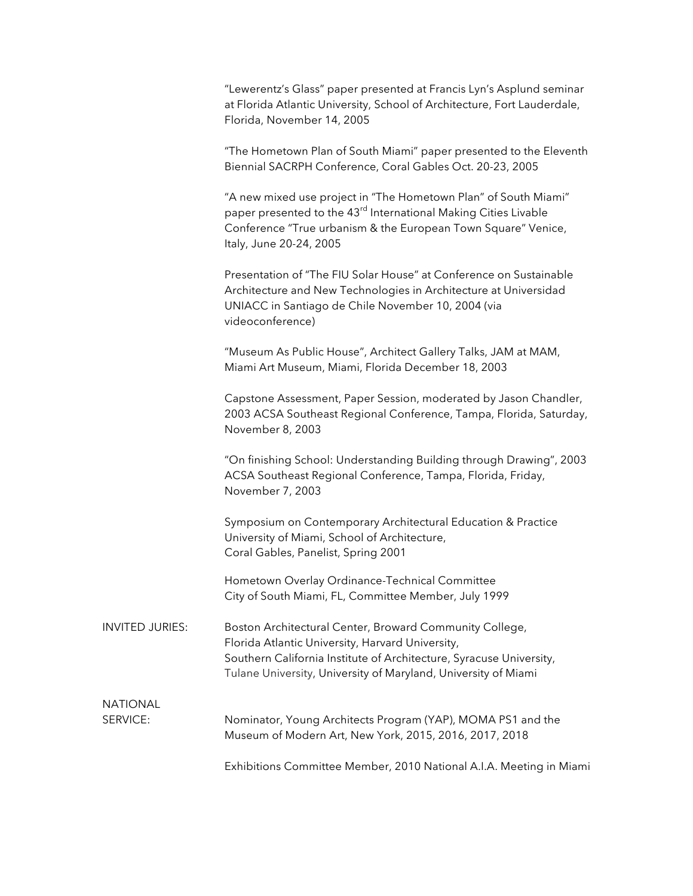"Lewerentz's Glass" paper presented at Francis Lyn's Asplund seminar at Florida Atlantic University, School of Architecture, Fort Lauderdale, Florida, November 14, 2005

"The Hometown Plan of South Miami" paper presented to the Eleventh Biennial SACRPH Conference, Coral Gables Oct. 20-23, 2005

"A new mixed use project in "The Hometown Plan" of South Miami" paper presented to the 43rd International Making Cities Livable Conference "True urbanism & the European Town Square" Venice, Italy, June 20-24, 2005

Presentation of "The FIU Solar House" at Conference on Sustainable Architecture and New Technologies in Architecture at Universidad UNIACC in Santiago de Chile November 10, 2004 (via videoconference)

"Museum As Public House", Architect Gallery Talks, JAM at MAM, Miami Art Museum, Miami, Florida December 18, 2003

Capstone Assessment, Paper Session, moderated by Jason Chandler, 2003 ACSA Southeast Regional Conference, Tampa, Florida, Saturday, November 8, 2003

"On finishing School: Understanding Building through Drawing", 2003 ACSA Southeast Regional Conference, Tampa, Florida, Friday, November 7, 2003

Symposium on Contemporary Architectural Education & Practice
University of Miami, School of Architecture,
Coral Gables, Panelist, Spring 2001

Hometown Overlay Ordinance-Technical Committee
City of South Miami, FL, Committee Member, July 1999

INVITED JURIES: Boston Architectural Center, Broward Community College, Florida Atlantic University, Harvard University, Southern California Institute of Architecture, Syracuse University, Tulane University, University of Maryland, University of Miami

NATIONAL SERVICE: Nominator, Young Architects Program (YAP), MOMA PS1 and the Museum of Modern Art, New York, 2015, 2016, 2017, 2018

Exhibitions Committee Member, 2010 National A.I.A. Meeting in Miami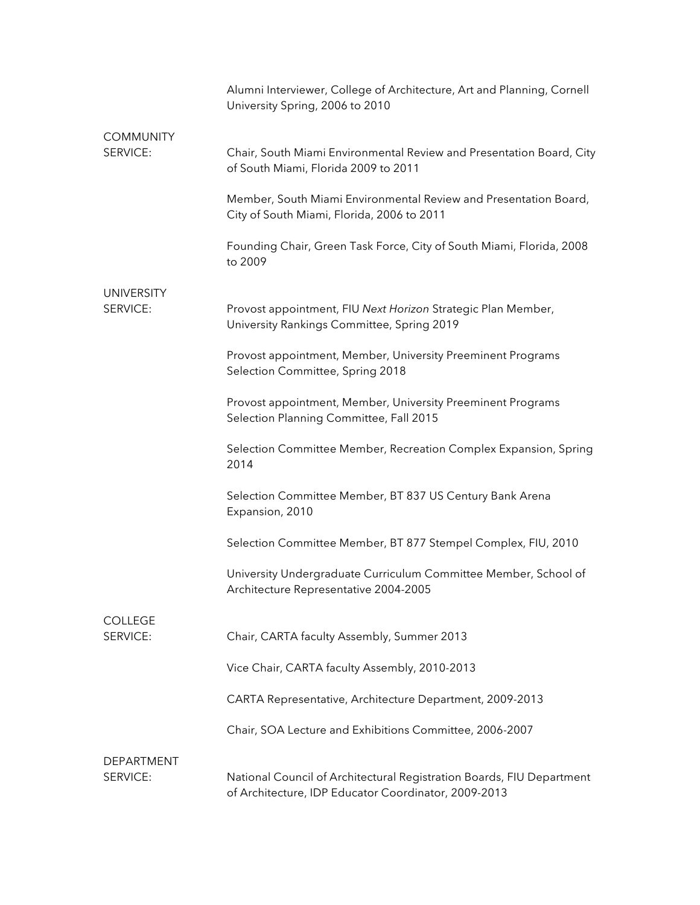Alumni Interviewer, College of Architecture, Art and Planning, Cornell University Spring, 2006 to 2010

**COMMUNITY SERVICE:**

Chair, South Miami Environmental Review and Presentation Board, City of South Miami, Florida 2009 to 2011

Member, South Miami Environmental Review and Presentation Board, City of South Miami, Florida, 2006 to 2011

Founding Chair, Green Task Force, City of South Miami, Florida, 2008 to 2009

**UNIVERSITY SERVICE:**

Provost appointment, FIU *Next Horizon* Strategic Plan Member, University Rankings Committee, Spring 2019

Provost appointment, Member, University Preeminent Programs Selection Committee, Spring 2018

Provost appointment, Member, University Preeminent Programs Selection Planning Committee, Fall 2015

Selection Committee Member, Recreation Complex Expansion, Spring 2014

Selection Committee Member, BT 837 US Century Bank Arena Expansion, 2010

Selection Committee Member, BT 877 Stempel Complex, FIU, 2010

University Undergraduate Curriculum Committee Member, School of Architecture Representative 2004-2005

**COLLEGE SERVICE:**

Chair, CARTA faculty Assembly, Summer 2013

Vice Chair, CARTA faculty Assembly, 2010-2013

CARTA Representative, Architecture Department, 2009-2013

Chair, SOA Lecture and Exhibitions Committee, 2006-2007

**DEPARTMENT SERVICE:**

National Council of Architectural Registration Boards, FIU Department of Architecture, IDP Educator Coordinator, 2009-2013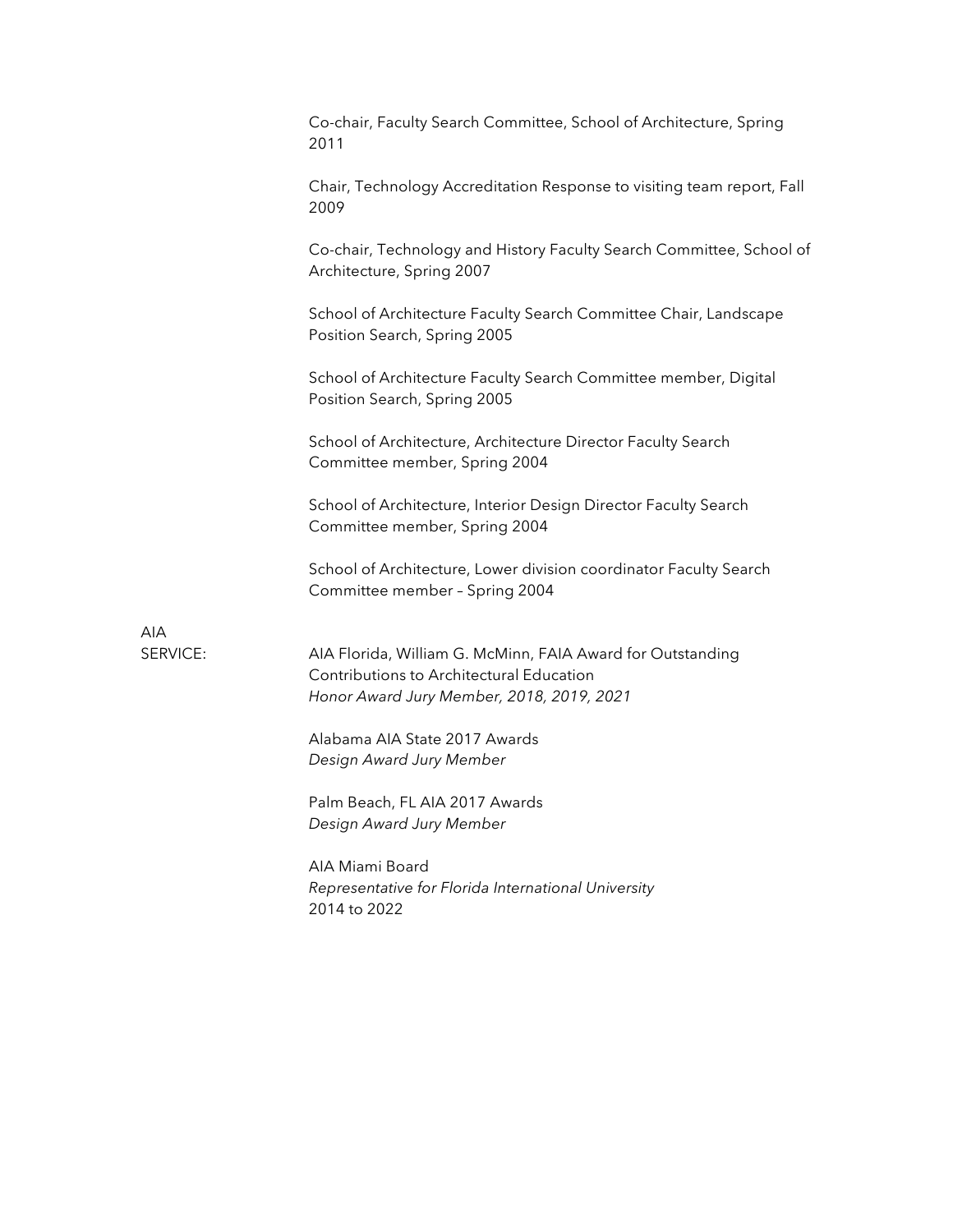Co-chair, Faculty Search Committee, School of Architecture, Spring 2011

Chair, Technology Accreditation Response to visiting team report, Fall 2009

Co-chair, Technology and History Faculty Search Committee, School of Architecture, Spring 2007

School of Architecture Faculty Search Committee Chair, Landscape Position Search, Spring 2005

School of Architecture Faculty Search Committee member, Digital Position Search, Spring 2005

School of Architecture, Architecture Director Faculty Search Committee member, Spring 2004

School of Architecture, Interior Design Director Faculty Search Committee member, Spring 2004

School of Architecture, Lower division coordinator Faculty Search Committee member – Spring 2004

AIA SERVICE:

AIA Florida, William G. McMinn, FAIA Award for Outstanding Contributions to Architectural Education
*Honor Award Jury Member, 2018, 2019, 2021*

Alabama AIA State 2017 Awards
*Design Award Jury Member*

Palm Beach, FL AIA 2017 Awards
*Design Award Jury Member*

AIA Miami Board
*Representative for Florida International University*
2014 to 2022